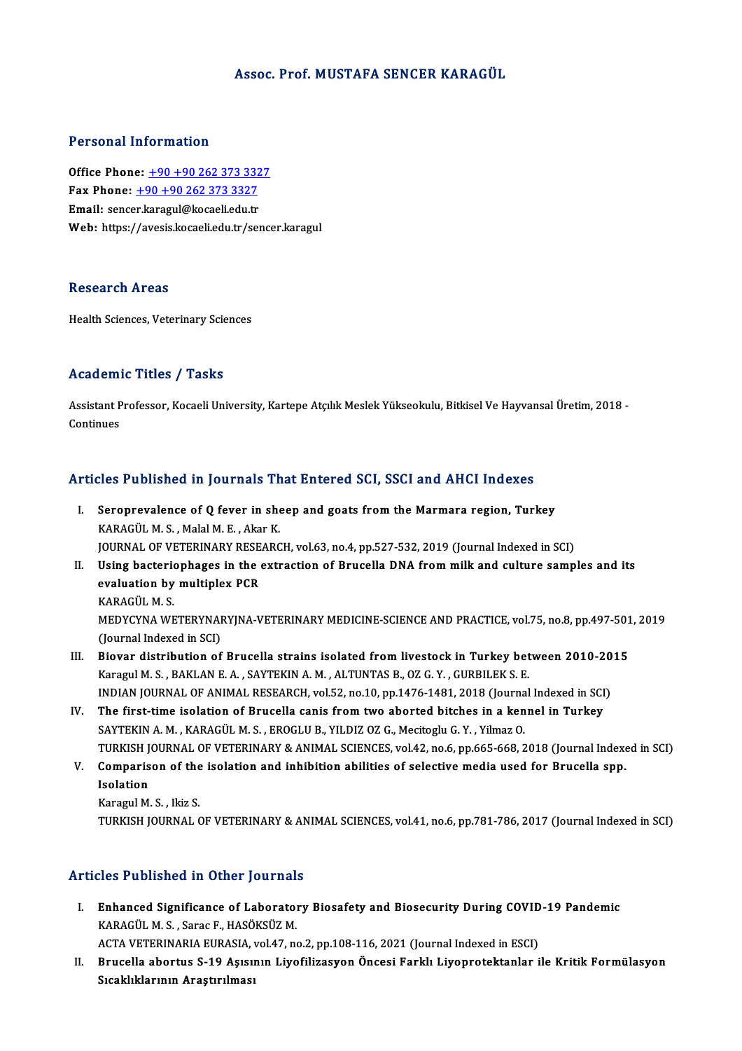# Assoc. Prof. MUSTAFA SENCER KARAGÜL

## Personal Information

**Office Phone:** +90 +90 262 373 3327
**Fax Phone:** +90 +90 262 373 3327
**Email:** sencer.karagul@kocaeli.edu.tr
**Web:** https://avesis.kocaeli.edu.tr/sencer.karagul

## Research Areas

Health Sciences, Veterinary Sciences

## Academic Titles / Tasks

Assistant Professor, Kocaeli University, Kartepe Atçılık Meslek Yükseokulu, Bitkisel Ve Hayvansal Üretim, 2018 - Continues

## Articles Published in Journals That Entered SCI, SSCI and AHCI Indexes

I. **Seroprevalence of Q fever in sheep and goats from the Marmara region, Turkey**
KARAGÜL M. S. , Malal M. E. , Akar K.
JOURNAL OF VETERINARY RESEARCH, vol.63, no.4, pp.527-532, 2019 (Journal Indexed in SCI)

II. **Using bacteriophages in the extraction of Brucella DNA from milk and culture samples and its evaluation by multiplex PCR**
KARAGÜL M. S.
MEDYCYNA WETERYNARYJNA-VETERINARY MEDICINE-SCIENCE AND PRACTICE, vol.75, no.8, pp.497-501, 2019 (Journal Indexed in SCI)

III. **Biovar distribution of Brucella strains isolated from livestock in Turkey between 2010-2015**
Karagul M. S. , BAKLAN E. A. , SAYTEKIN A. M. , ALTUNTAS B., OZ G. Y. , GURBILEK S. E.
INDIAN JOURNAL OF ANIMAL RESEARCH, vol.52, no.10, pp.1476-1481, 2018 (Journal Indexed in SCI)

IV. **The first-time isolation of Brucella canis from two aborted bitches in a kennel in Turkey**
SAYTEKIN A. M. , KARAGÜL M. S. , EROGLU B., YILDIZ OZ G., Mecitoglu G. Y. , Yilmaz O.
TURKISH JOURNAL OF VETERINARY & ANIMAL SCIENCES, vol.42, no.6, pp.665-668, 2018 (Journal Indexed in SCI)

V. **Comparison of the isolation and inhibition abilities of selective media used for Brucella spp. Isolation**
Karagul M. S. , Ikiz S.
TURKISH JOURNAL OF VETERINARY & ANIMAL SCIENCES, vol.41, no.6, pp.781-786, 2017 (Journal Indexed in SCI)

## Articles Published in Other Journals

I. **Enhanced Significance of Laboratory Biosafety and Biosecurity During COVID-19 Pandemic**
KARAGÜL M. S. , Sarac F., HASÖKSÜZ M.
ACTA VETERINARIA EURASIA, vol.47, no.2, pp.108-116, 2021 (Journal Indexed in ESCI)

II. **Brucella abortus S-19 Aşısının Liyofilizasyon Öncesi Farklı Liyoprotektanlar ile Kritik Formülasyon Sıcaklıklarının Araştırılması**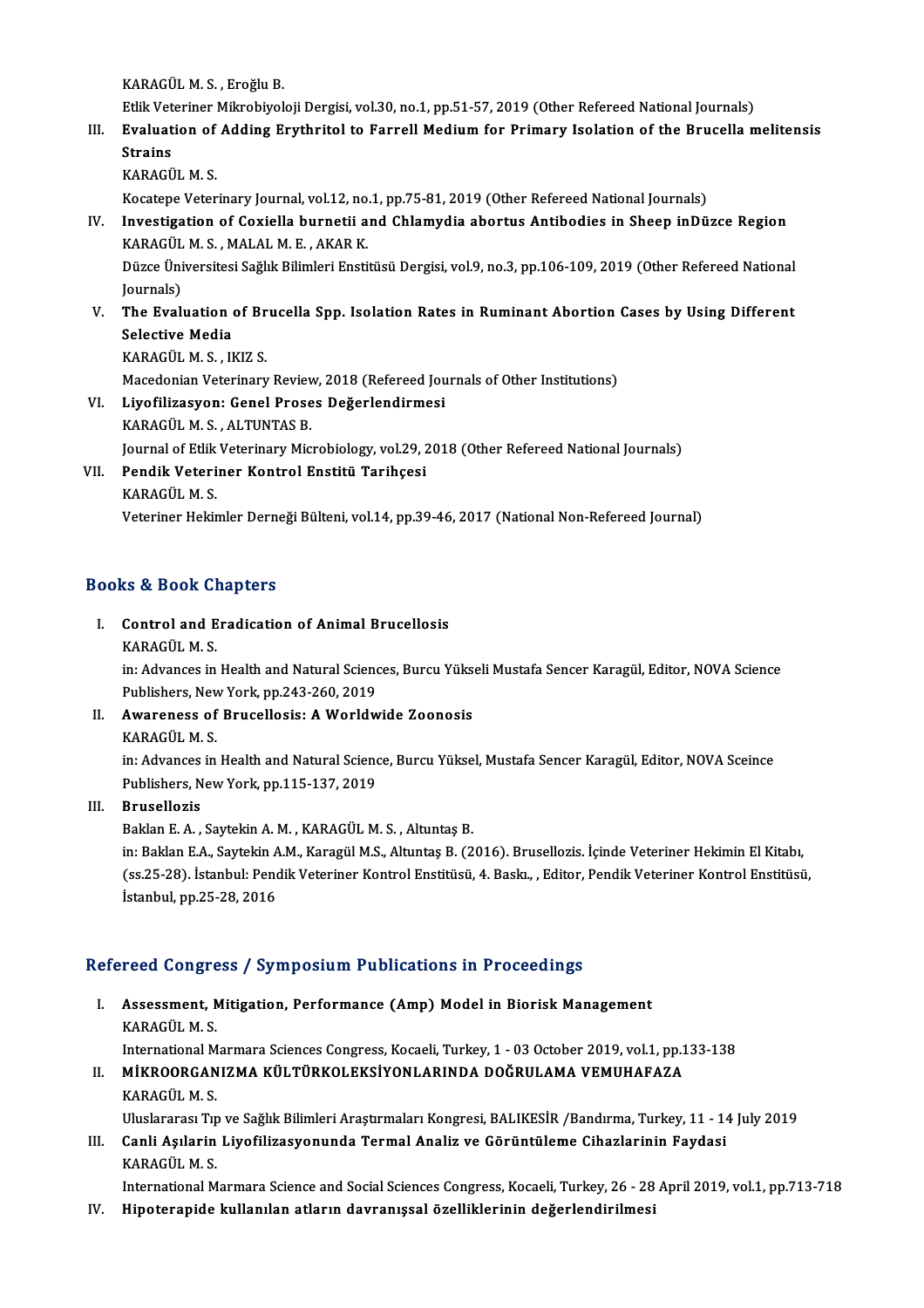KARAGÜL M. S. , Eroğlu B.
Etlik Veteriner Mikrobiyoloji Dergisi, vol.30, no.1, pp.51-57, 2019 (Other Refereed National Journals)

III. **Evaluation of Adding Erythritol to Farrell Medium for Primary Isolation of the Brucella melitensis Strains**
KARAGÜL M. S.
Kocatepe Veterinary Journal, vol.12, no.1, pp.75-81, 2019 (Other Refereed National Journals)

IV. **Investigation of Coxiella burnetii and Chlamydia abortus Antibodies in Sheep inDüzce Region**
KARAGÜL M. S. , MALAL M. E. , AKAR K.
Düzce Üniversitesi Sağlık Bilimleri Enstitüsü Dergisi, vol.9, no.3, pp.106-109, 2019 (Other Refereed National Journals)

V. **The Evaluation of Brucella Spp. Isolation Rates in Ruminant Abortion Cases by Using Different Selective Media**
KARAGÜL M. S. , IKIZ S.
Macedonian Veterinary Review, 2018 (Refereed Journals of Other Institutions)

VI. **Liyofilizasyon: Genel Proses Değerlendirmesi**
KARAGÜL M. S. , ALTUNTAS B.
Journal of Etlik Veterinary Microbiology, vol.29, 2018 (Other Refereed National Journals)

VII. **Pendik Veteriner Kontrol Enstitü Tarihçesi**
KARAGÜL M. S.
Veteriner Hekimler Derneği Bülteni, vol.14, pp.39-46, 2017 (National Non-Refereed Journal)

## Books & Book Chapters

I. **Control and Eradication of Animal Brucellosis**
KARAGÜL M. S.
in: Advances in Health and Natural Sciences, Burcu Yükseli Mustafa Sencer Karagül, Editor, NOVA Science Publishers, New York, pp.243-260, 2019

II. **Awareness of Brucellosis: A Worldwide Zoonosis**
KARAGÜL M. S.
in: Advances in Health and Natural Science, Burcu Yüksel, Mustafa Sencer Karagül, Editor, NOVA Sceince Publishers, New York, pp.115-137, 2019

III. **Brusellozis**
Baklan E. A. , Saytekin A. M. , KARAGÜL M. S. , Altuntaş B.
in: Baklan E.A., Saytekin A.M., Karagül M.S., Altuntaş B. (2016). Brusellozis. İçinde Veteriner Hekimin El Kitabı, (ss.25-28). İstanbul: Pendik Veteriner Kontrol Enstitüsü, 4. Baskı., , Editor, Pendik Veteriner Kontrol Enstitüsü, İstanbul, pp.25-28, 2016

## Refereed Congress / Symposium Publications in Proceedings

I. **Assessment, Mitigation, Performance (Amp) Model in Biorisk Management**
KARAGÜL M. S.
International Marmara Sciences Congress, Kocaeli, Turkey, 1 - 03 October 2019, vol.1, pp.133-138

II. **MİKROORGANIZMA KÜLTÜRKOLEKSİYONLARINDA DOĞRULAMA VEMUHAFAZA**
KARAGÜL M. S.
Uluslararası Tıp ve Sağlık Bilimleri Araştırmaları Kongresi, BALIKESİR /Bandırma, Turkey, 11 - 14 July 2019

III. **Canli Aşılarin Liyofilizasyonunda Termal Analiz ve Görüntüleme Cihazlarinin Faydasi**
KARAGÜL M. S.
International Marmara Science and Social Sciences Congress, Kocaeli, Turkey, 26 - 28 April 2019, vol.1, pp.713-718

IV. **Hipoterapide kullanılan atların davranışsal özelliklerinin değerlendirilmesi**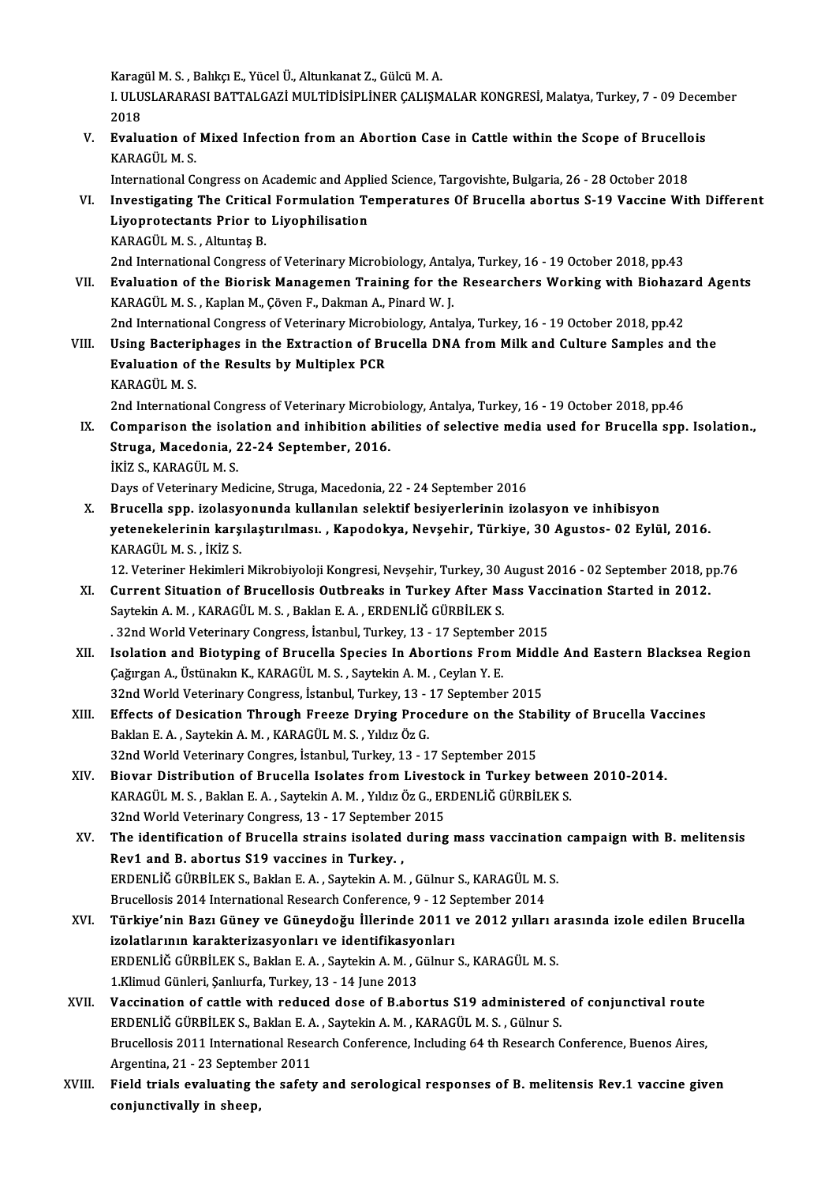Karagül M. S. , Balıkçı E., Yücel Ü., Altunkanat Z., Gülcü M. A.
I. ULUSLARARASI BATTALGAZİ MULTİDİSİPLİNER ÇALIŞMALAR KONGRESİ, Malatya, Turkey, 7 - 09 December 2018

V. **Evaluation of Mixed Infection from an Abortion Case in Cattle within the Scope of Brucellois**
KARAGÜL M. S.
International Congress on Academic and Applied Science, Targovishte, Bulgaria, 26 - 28 October 2018

VI. **Investigating The Critical Formulation Temperatures Of Brucella abortus S-19 Vaccine With Different Liyoprotectants Prior to Liyophilisation**
KARAGÜL M. S. , Altuntaş B.
2nd International Congress of Veterinary Microbiology, Antalya, Turkey, 16 - 19 October 2018, pp.43

VII. **Evaluation of the Biorisk Managemen Training for the Researchers Working with Biohazard Agents**
KARAGÜL M. S. , Kaplan M., Çöven F., Dakman A., Pinard W. J.
2nd International Congress of Veterinary Microbiology, Antalya, Turkey, 16 - 19 October 2018, pp.42

VIII. **Using Bacteriphages in the Extraction of Brucella DNA from Milk and Culture Samples and the Evaluation of the Results by Multiplex PCR**
KARAGÜL M. S.
2nd International Congress of Veterinary Microbiology, Antalya, Turkey, 16 - 19 October 2018, pp.46

IX. **Comparison the isolation and inhibition abilities of selective media used for Brucella spp. Isolation., Struga, Macedonia, 22-24 September, 2016.**
İKİZ S., KARAGÜL M. S.
Days of Veterinary Medicine, Struga, Macedonia, 22 - 24 September 2016

X. **Brucella spp. izolasyonunda kullanılan selektif besiyerlerinin izolasyon ve inhibisyon yetenekelerinin karşılaştırılması. , Kapodokya, Nevşehir, Türkiye, 30 Agustos- 02 Eylül, 2016.**
KARAGÜL M. S. , İKİZ S.
12. Veteriner Hekimleri Mikrobiyoloji Kongresi, Nevşehir, Turkey, 30 August 2016 - 02 September 2018, pp.76

XI. **Current Situation of Brucellosis Outbreaks in Turkey After Mass Vaccination Started in 2012.**
Saytekin A. M. , KARAGÜL M. S. , Baklan E. A. , ERDENLİĞ GÜRBİLEK S.
. 32nd World Veterinary Congress, İstanbul, Turkey, 13 - 17 September 2015

XII. **Isolation and Biotyping of Brucella Species In Abortions From Middle And Eastern Blacksea Region**
Çağırgan A., Üstünakın K., KARAGÜL M. S. , Saytekin A. M. , Ceylan Y. E.
32nd World Veterinary Congress, İstanbul, Turkey, 13 - 17 September 2015

XIII. **Effects of Desication Through Freeze Drying Procedure on the Stability of Brucella Vaccines**
Baklan E. A. , Saytekin A. M. , KARAGÜL M. S. , Yıldız Öz G.
32nd World Veterinary Congres, İstanbul, Turkey, 13 - 17 September 2015

XIV. **Biovar Distribution of Brucella Isolates from Livestock in Turkey between 2010-2014.**
KARAGÜL M. S. , Baklan E. A. , Saytekin A. M. , Yıldız Öz G., ERDENLİĞ GÜRBİLEK S.
32nd World Veterinary Congress, 13 - 17 September 2015

XV. **The identification of Brucella strains isolated during mass vaccination campaign with B. melitensis Rev1 and B. abortus S19 vaccines in Turkey. ,**
ERDENLİĞ GÜRBİLEK S., Baklan E. A. , Saytekin A. M. , Gülnur S., KARAGÜL M. S.
Brucellosis 2014 International Research Conference, 9 - 12 September 2014

XVI. **Türkiye'nin Bazı Güney ve Güneydoğu İllerinde 2011 ve 2012 yılları arasında izole edilen Brucella izolatlarının karakterizasyonları ve identifikasyonları**
ERDENLİĞ GÜRBİLEK S., Baklan E. A. , Saytekin A. M. , Gülnur S., KARAGÜL M. S.
1.Klimud Günleri, Şanlıurfa, Turkey, 13 - 14 June 2013

XVII. **Vaccination of cattle with reduced dose of B.abortus S19 administered of conjunctival route**
ERDENLİĞ GÜRBİLEK S., Baklan E. A. , Saytekin A. M. , KARAGÜL M. S. , Gülnur S.
Brucellosis 2011 International Research Conference, Including 64 th Research Conference, Buenos Aires, Argentina, 21 - 23 September 2011

XVIII. **Field trials evaluating the safety and serological responses of B. melitensis Rev.1 vaccine given conjunctivally in sheep,**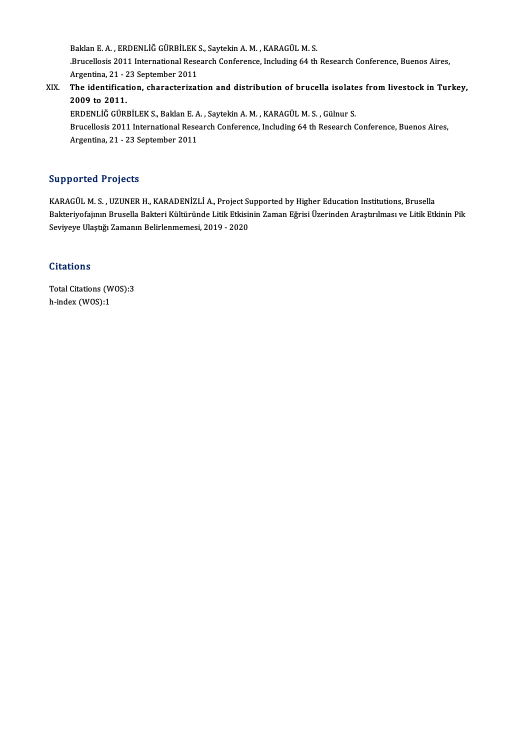Baklan E. A. , ERDENLİĞ GÜRBİLEK S., Saytekin A. M. , KARAGÜL M. S.
.Brucellosis 2011 International Research Conference, Including 64 th Research Conference, Buenos Aires, Argentina, 21 - 23 September 2011

XIX. **The identification, characterization and distribution of brucella isolates from livestock in Turkey, 2009 to 2011.**
ERDENLİĞ GÜRBİLEK S., Baklan E. A. , Saytekin A. M. , KARAGÜL M. S. , Gülnur S.
Brucellosis 2011 International Research Conference, Including 64 th Research Conference, Buenos Aires, Argentina, 21 - 23 September 2011

## Supported Projects

KARAGÜL M. S. , UZUNER H., KARADENİZLİ A., Project Supported by Higher Education Institutions, Brusella Bakteriyofajının Brusella Bakteri Kültüründe Litik Etkisinin Zaman Eğrisi Üzerinden Araştırılması ve Litik Etkinin Pik Seviyeye Ulaştığı Zamanın Belirlenmemesi, 2019 - 2020

## Citations

Total Citations (WOS):3
h-index (WOS):1